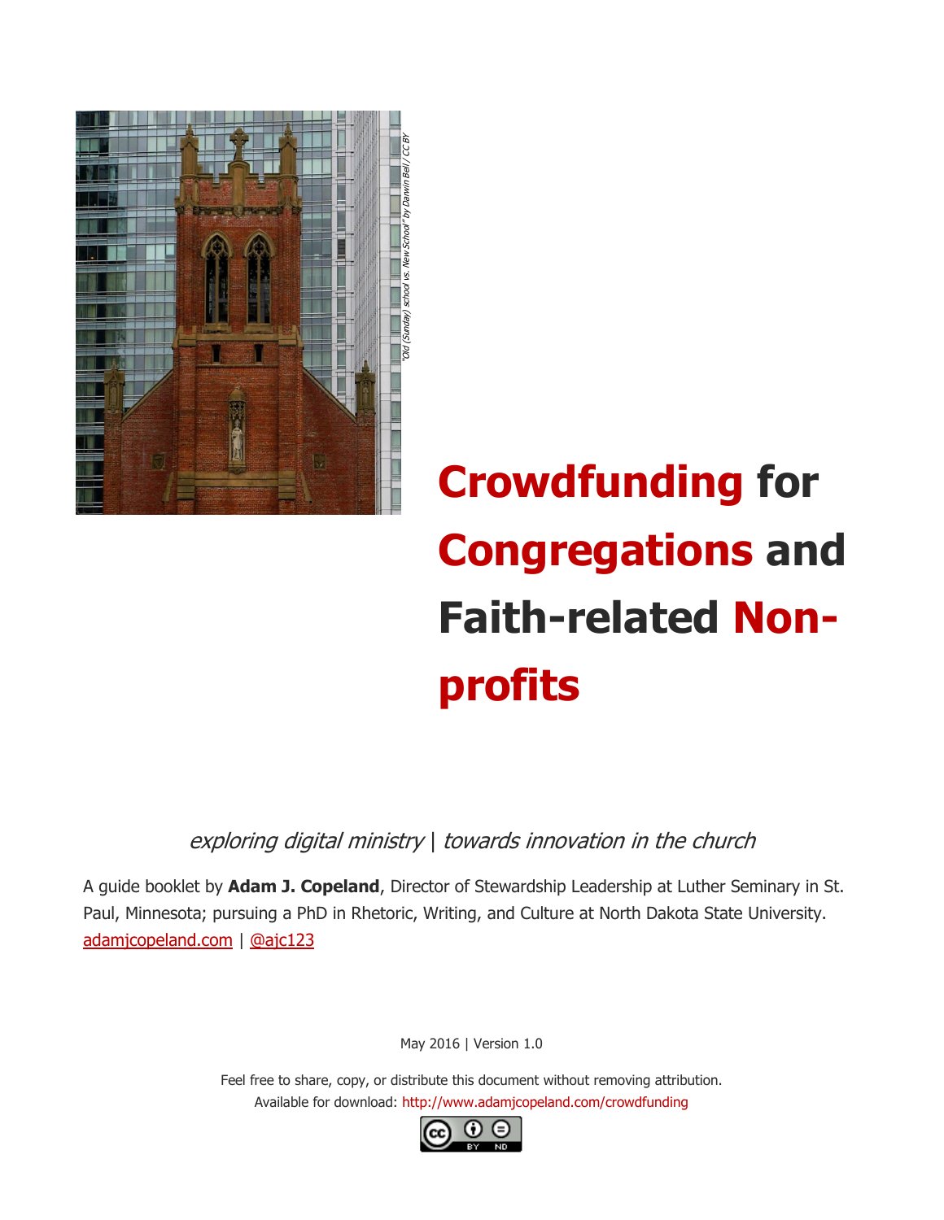"Old (Sunday) school vs. New School" by Darwin Bell / CC BY

# Crowdfunding for Congregations and Faith-related Non-profits

*exploring digital ministry* | *towards innovation in the church*

A guide booklet by **Adam J. Copeland**, Director of Stewardship Leadership at Luther Seminary in St. Paul, Minnesota; pursuing a PhD in Rhetoric, Writing, and Culture at North Dakota State University. adamjcopeland.com | @ajc123

May 2016 | Version 1.0

Feel free to share, copy, or distribute this document without removing attribution.
Available for download: http://www.adamjcopeland.com/crowdfunding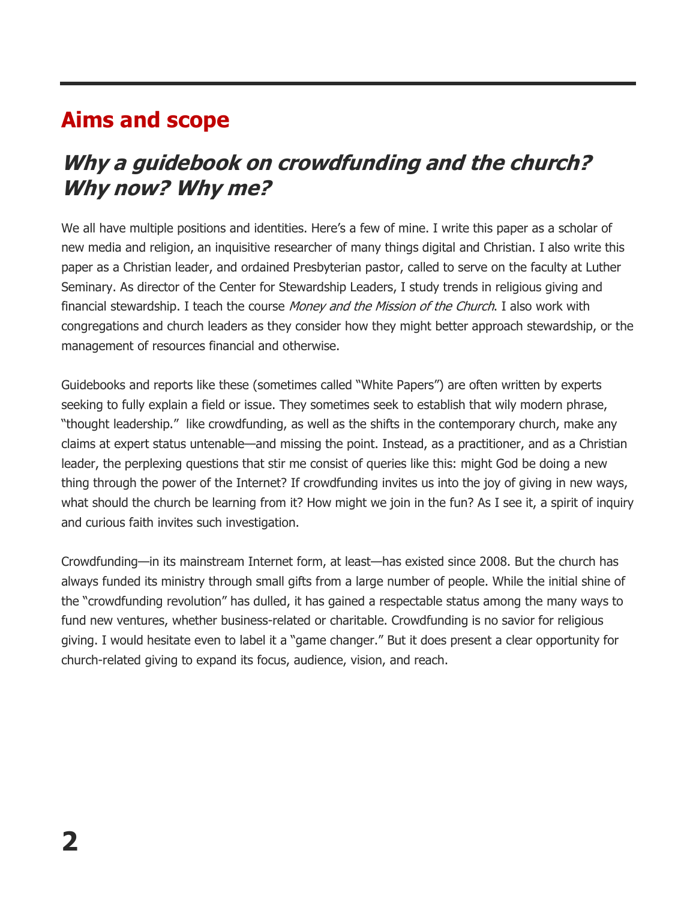## Aims and scope

### *Why a guidebook on crowdfunding and the church? Why now? Why me?*

We all have multiple positions and identities. Here's a few of mine. I write this paper as a scholar of new media and religion, an inquisitive researcher of many things digital and Christian. I also write this paper as a Christian leader, and ordained Presbyterian pastor, called to serve on the faculty at Luther Seminary. As director of the Center for Stewardship Leaders, I study trends in religious giving and financial stewardship. I teach the course *Money and the Mission of the Church*. I also work with congregations and church leaders as they consider how they might better approach stewardship, or the management of resources financial and otherwise.

Guidebooks and reports like these (sometimes called "White Papers") are often written by experts seeking to fully explain a field or issue. They sometimes seek to establish that wily modern phrase, "thought leadership."  like crowdfunding, as well as the shifts in the contemporary church, make any claims at expert status untenable—and missing the point. Instead, as a practitioner, and as a Christian leader, the perplexing questions that stir me consist of queries like this: might God be doing a new thing through the power of the Internet? If crowdfunding invites us into the joy of giving in new ways, what should the church be learning from it? How might we join in the fun? As I see it, a spirit of inquiry and curious faith invites such investigation.

Crowdfunding—in its mainstream Internet form, at least—has existed since 2008. But the church has always funded its ministry through small gifts from a large number of people. While the initial shine of the "crowdfunding revolution" has dulled, it has gained a respectable status among the many ways to fund new ventures, whether business-related or charitable. Crowdfunding is no savior for religious giving. I would hesitate even to label it a "game changer." But it does present a clear opportunity for church-related giving to expand its focus, audience, vision, and reach.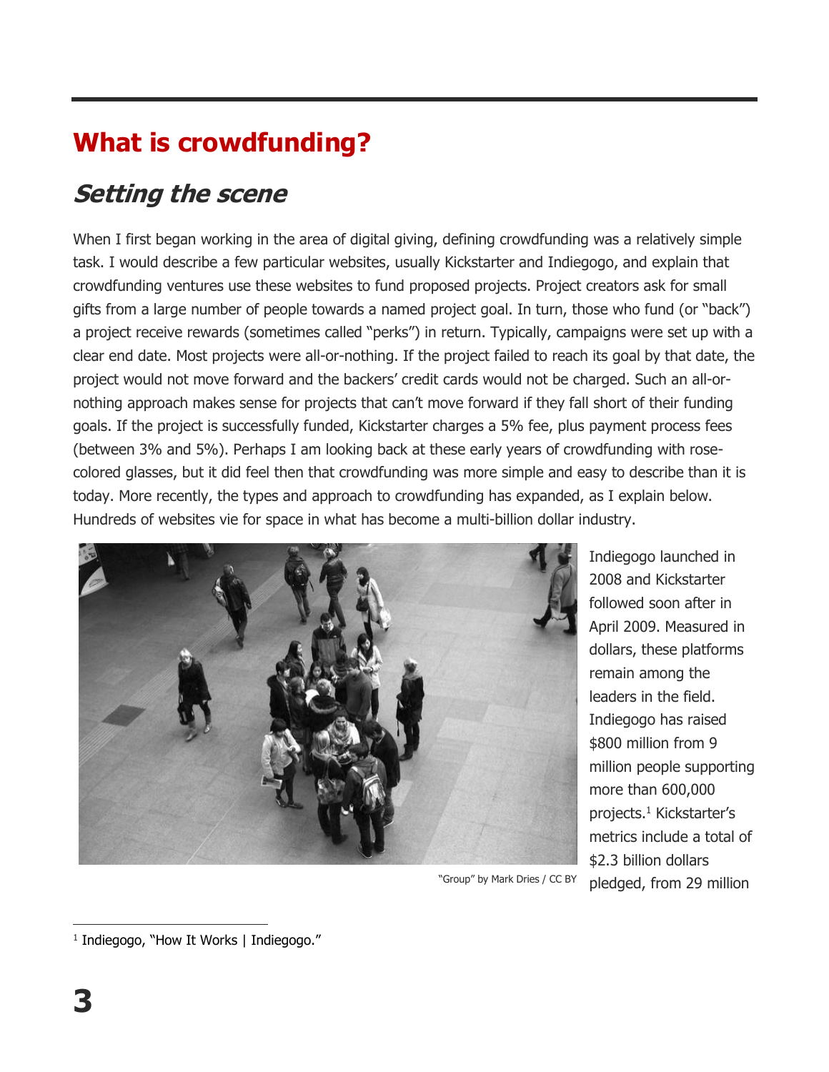# What is crowdfunding?

## *Setting the scene*

When I first began working in the area of digital giving, defining crowdfunding was a relatively simple task. I would describe a few particular websites, usually Kickstarter and Indiegogo, and explain that crowdfunding ventures use these websites to fund proposed projects. Project creators ask for small gifts from a large number of people towards a named project goal. In turn, those who fund (or "back") a project receive rewards (sometimes called "perks") in return. Typically, campaigns were set up with a clear end date. Most projects were all-or-nothing. If the project failed to reach its goal by that date, the project would not move forward and the backers' credit cards would not be charged. Such an all-or-nothing approach makes sense for projects that can't move forward if they fall short of their funding goals. If the project is successfully funded, Kickstarter charges a 5% fee, plus payment process fees (between 3% and 5%). Perhaps I am looking back at these early years of crowdfunding with rose-colored glasses, but it did feel then that crowdfunding was more simple and easy to describe than it is today. More recently, the types and approach to crowdfunding has expanded, as I explain below. Hundreds of websites vie for space in what has become a multi-billion dollar industry.

"Group" by Mark Dries / CC BY

Indiegogo launched in 2008 and Kickstarter followed soon after in April 2009. Measured in dollars, these platforms remain among the leaders in the field. Indiegogo has raised $800 million from 9 million people supporting more than 600,000 projects.[1] Kickstarter's metrics include a total of $2.3 billion dollars pledged, from 29 million

[1] Indiegogo, "How It Works | Indiegogo."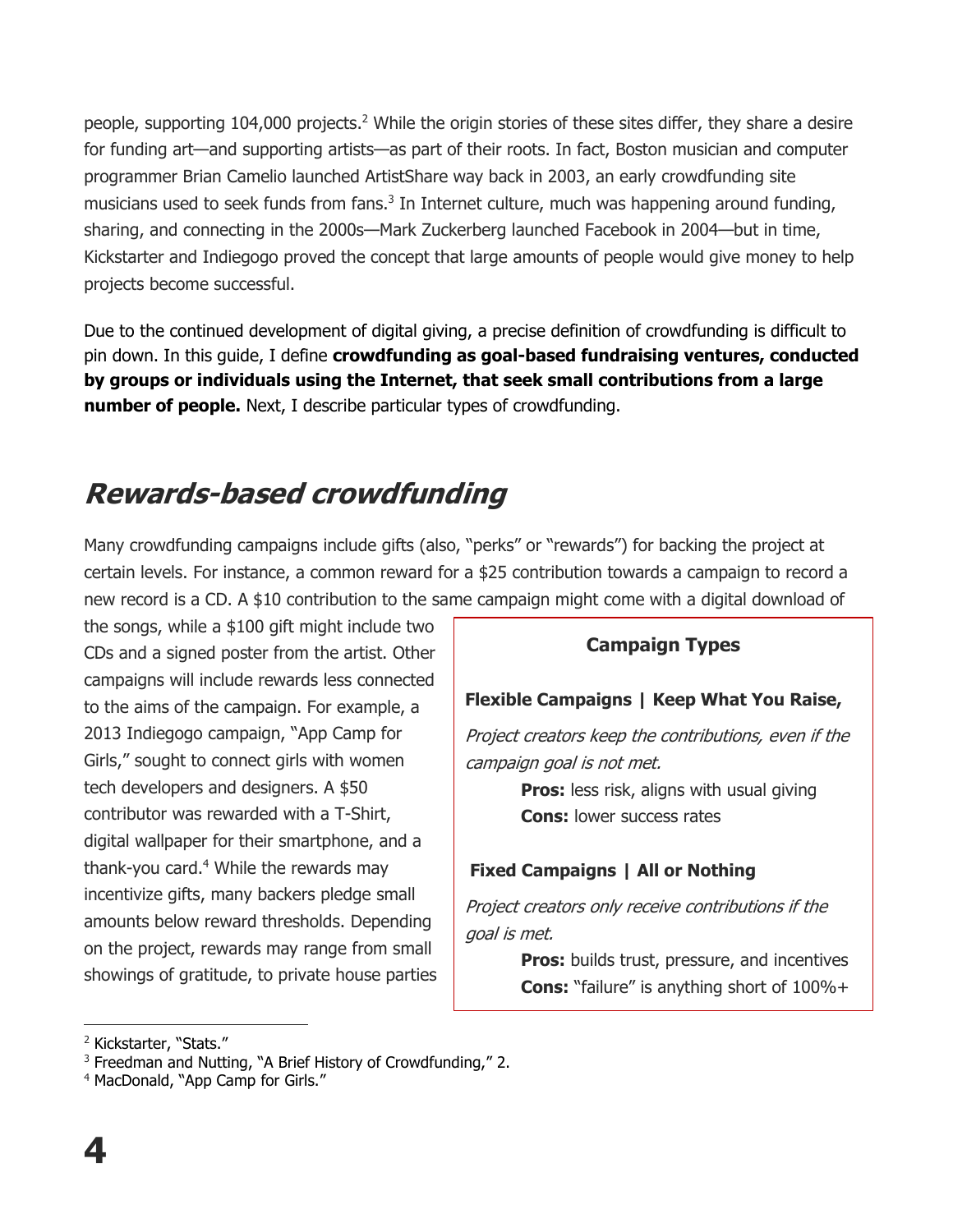people, supporting 104,000 projects.[2] While the origin stories of these sites differ, they share a desire for funding art—and supporting artists—as part of their roots. In fact, Boston musician and computer programmer Brian Camelio launched ArtistShare way back in 2003, an early crowdfunding site musicians used to seek funds from fans.[3] In Internet culture, much was happening around funding, sharing, and connecting in the 2000s—Mark Zuckerberg launched Facebook in 2004—but in time, Kickstarter and Indiegogo proved the concept that large amounts of people would give money to help projects become successful.

Due to the continued development of digital giving, a precise definition of crowdfunding is difficult to pin down. In this guide, I define **crowdfunding as goal-based fundraising ventures, conducted by groups or individuals using the Internet, that seek small contributions from a large number of people.** Next, I describe particular types of crowdfunding.

## *Rewards-based crowdfunding*

Many crowdfunding campaigns include gifts (also, "perks" or "rewards") for backing the project at certain levels. For instance, a common reward for a $25 contribution towards a campaign to record a new record is a CD. A $10 contribution to the same campaign might come with a digital download of the songs, while a $100 gift might include two CDs and a signed poster from the artist. Other campaigns will include rewards less connected to the aims of the campaign. For example, a 2013 Indiegogo campaign, "App Camp for Girls," sought to connect girls with women tech developers and designers. A $50 contributor was rewarded with a T-Shirt, digital wallpaper for their smartphone, and a thank-you card.[4] While the rewards may incentivize gifts, many backers pledge small amounts below reward thresholds. Depending on the project, rewards may range from small showings of gratitude, to private house parties

> **Campaign Types**
>
> **Flexible Campaigns | Keep What You Raise,**
>
> *Project creators keep the contributions, even if the campaign goal is not met.*
>
> **Pros:** less risk, aligns with usual giving
> **Cons:** lower success rates
>
> **Fixed Campaigns | All or Nothing**
>
> *Project creators only receive contributions if the goal is met.*
>
> **Pros:** builds trust, pressure, and incentives
> **Cons:** "failure" is anything short of 100%+

---

[2] Kickstarter, "Stats."
[3] Freedman and Nutting, "A Brief History of Crowdfunding," 2.
[4] MacDonald, "App Camp for Girls."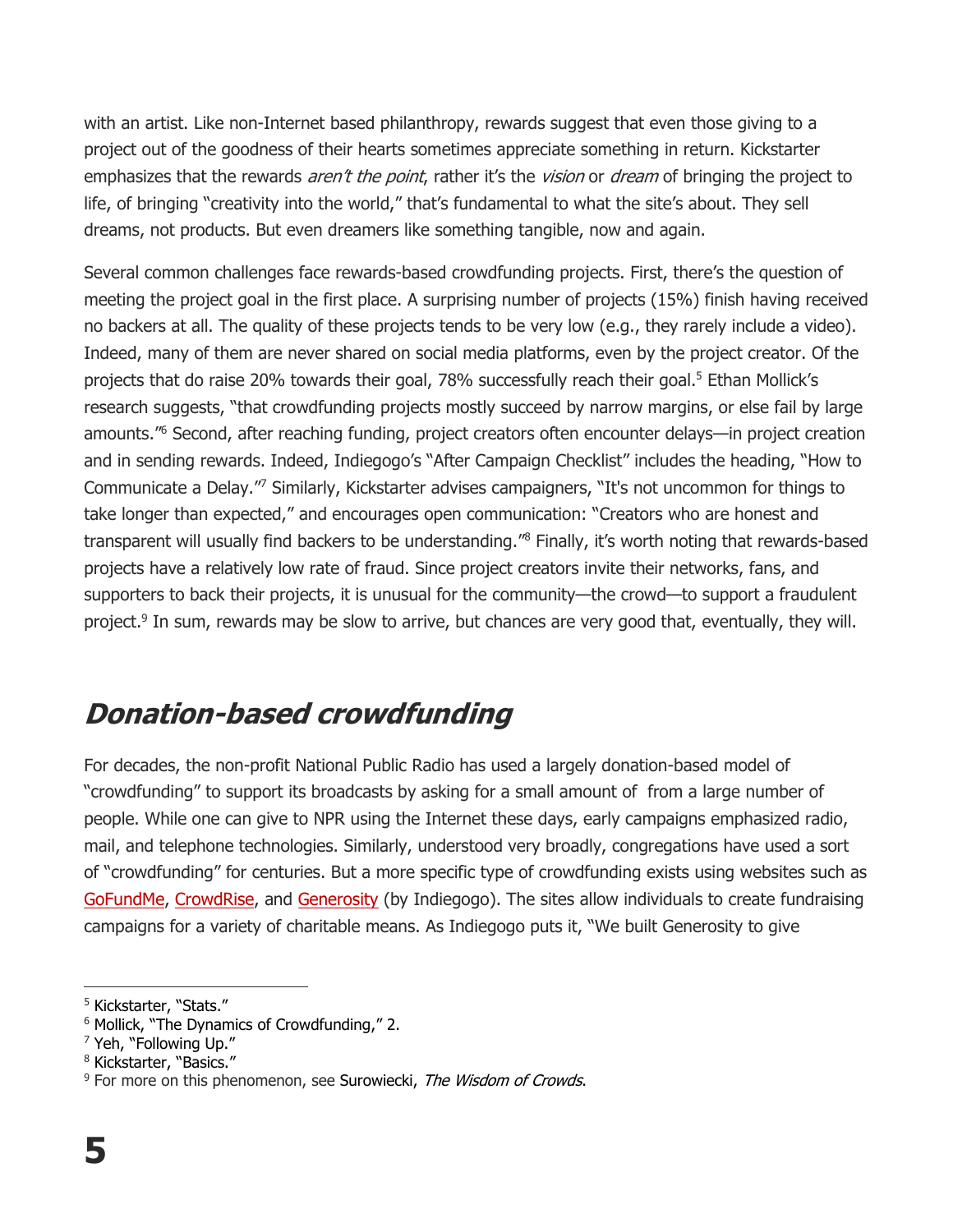with an artist. Like non-Internet based philanthropy, rewards suggest that even those giving to a project out of the goodness of their hearts sometimes appreciate something in return. Kickstarter emphasizes that the rewards *aren't the point*, rather it's the *vision* or *dream* of bringing the project to life, of bringing "creativity into the world," that's fundamental to what the site's about. They sell dreams, not products. But even dreamers like something tangible, now and again.

Several common challenges face rewards-based crowdfunding projects. First, there's the question of meeting the project goal in the first place. A surprising number of projects (15%) finish having received no backers at all. The quality of these projects tends to be very low (e.g., they rarely include a video). Indeed, many of them are never shared on social media platforms, even by the project creator. Of the projects that do raise 20% towards their goal, 78% successfully reach their goal.[5] Ethan Mollick's research suggests, "that crowdfunding projects mostly succeed by narrow margins, or else fail by large amounts."[6] Second, after reaching funding, project creators often encounter delays—in project creation and in sending rewards. Indeed, Indiegogo's "After Campaign Checklist" includes the heading, "How to Communicate a Delay."[7] Similarly, Kickstarter advises campaigners, "It's not uncommon for things to take longer than expected," and encourages open communication: "Creators who are honest and transparent will usually find backers to be understanding."[8] Finally, it's worth noting that rewards-based projects have a relatively low rate of fraud. Since project creators invite their networks, fans, and supporters to back their projects, it is unusual for the community—the crowd—to support a fraudulent project.[9] In sum, rewards may be slow to arrive, but chances are very good that, eventually, they will.

## *Donation-based crowdfunding*

For decades, the non-profit National Public Radio has used a largely donation-based model of "crowdfunding" to support its broadcasts by asking for a small amount of  from a large number of people. While one can give to NPR using the Internet these days, early campaigns emphasized radio, mail, and telephone technologies. Similarly, understood very broadly, congregations have used a sort of "crowdfunding" for centuries. But a more specific type of crowdfunding exists using websites such as GoFundMe, CrowdRise, and Generosity (by Indiegogo). The sites allow individuals to create fundraising campaigns for a variety of charitable means. As Indiegogo puts it, "We built Generosity to give

---

[5] Kickstarter, "Stats."
[6] Mollick, "The Dynamics of Crowdfunding," 2.
[7] Yeh, "Following Up."
[8] Kickstarter, "Basics."
[9] For more on this phenomenon, see Surowiecki, *The Wisdom of Crowds*.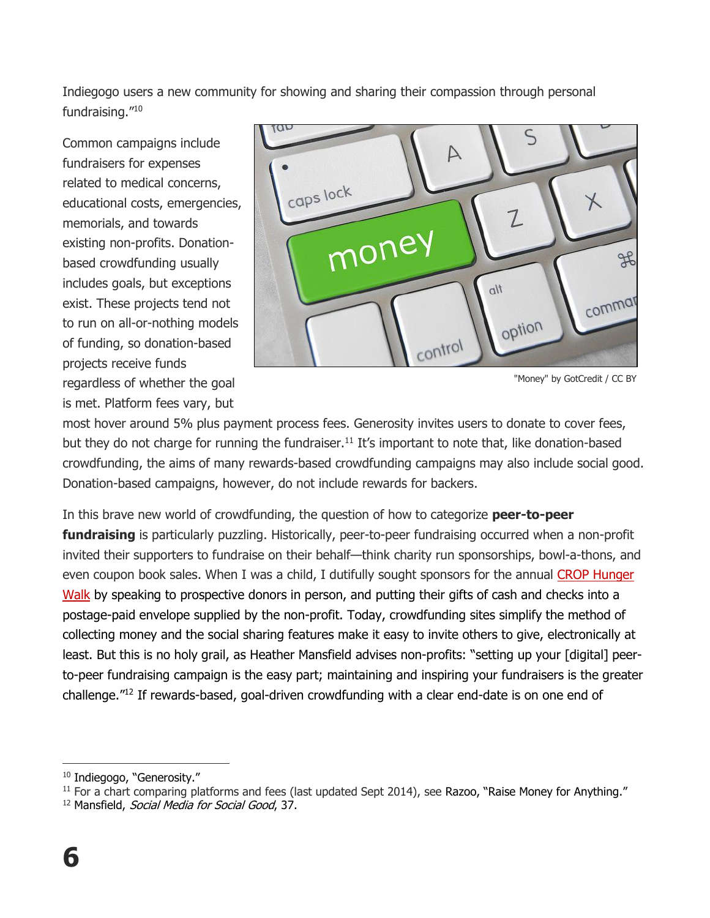Indiegogo users a new community for showing and sharing their compassion through personal fundraising."[10]

Common campaigns include fundraisers for expenses related to medical concerns, educational costs, emergencies, memorials, and towards existing non-profits. Donation-based crowdfunding usually includes goals, but exceptions exist. These projects tend not to run on all-or-nothing models of funding, so donation-based projects receive funds regardless of whether the goal is met. Platform fees vary, but most hover around 5% plus payment process fees. Generosity invites users to donate to cover fees, but they do not charge for running the fundraiser.[11] It's important to note that, like donation-based crowdfunding, the aims of many rewards-based crowdfunding campaigns may also include social good. Donation-based campaigns, however, do not include rewards for backers.

"Money" by GotCredit / CC BY

In this brave new world of crowdfunding, the question of how to categorize **peer-to-peer fundraising** is particularly puzzling. Historically, peer-to-peer fundraising occurred when a non-profit invited their supporters to fundraise on their behalf—think charity run sponsorships, bowl-a-thons, and even coupon book sales. When I was a child, I dutifully sought sponsors for the annual CROP Hunger Walk by speaking to prospective donors in person, and putting their gifts of cash and checks into a postage-paid envelope supplied by the non-profit. Today, crowdfunding sites simplify the method of collecting money and the social sharing features make it easy to invite others to give, electronically at least. But this is no holy grail, as Heather Mansfield advises non-profits: "setting up your [digital] peer-to-peer fundraising campaign is the easy part; maintaining and inspiring your fundraisers is the greater challenge."[12] If rewards-based, goal-driven crowdfunding with a clear end-date is on one end of

---

[10] Indiegogo, "Generosity."

[11] For a chart comparing platforms and fees (last updated Sept 2014), see Razoo, "Raise Money for Anything."

[12] Mansfield, *Social Media for Social Good*, 37.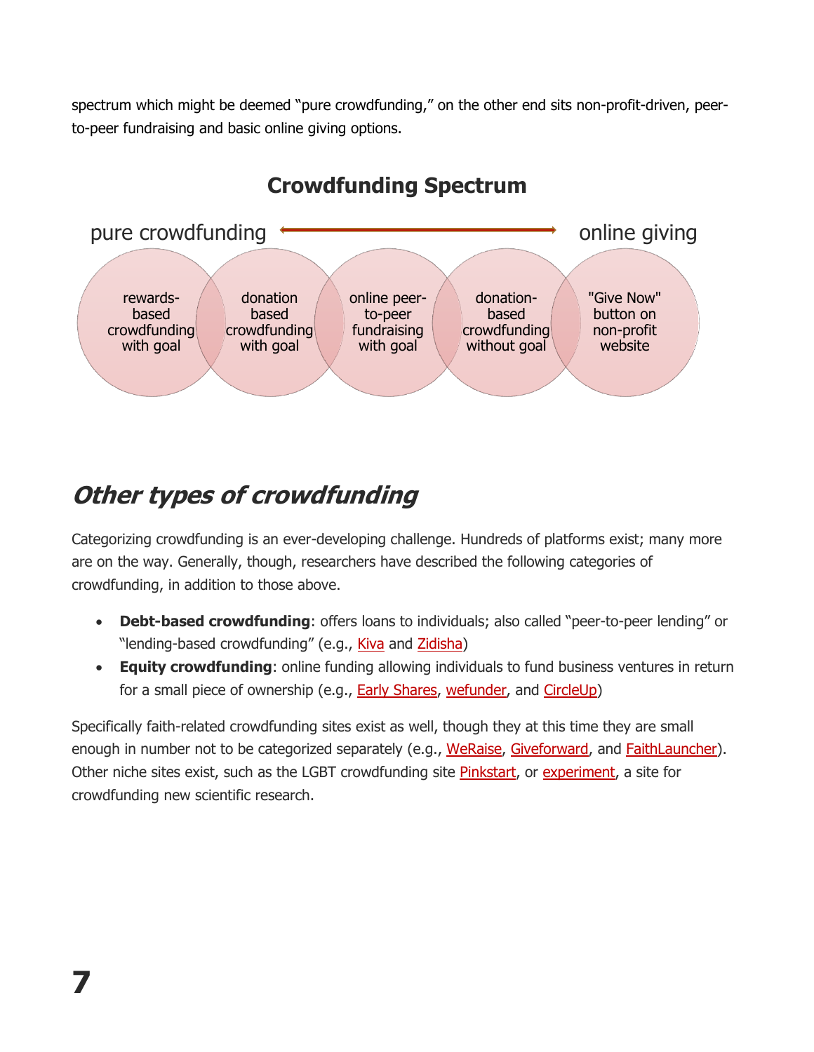spectrum which might be deemed "pure crowdfunding," on the other end sits non-profit-driven, peer-to-peer fundraising and basic online giving options.

**Crowdfunding Spectrum**

pure crowdfunding ⟷ online giving

- rewards-based crowdfunding with goal
- donation based crowdfunding with goal
- online peer-to-peer fundraising with goal
- donation-based crowdfunding without goal
- "Give Now" button on non-profit website

## *Other types of crowdfunding*

Categorizing crowdfunding is an ever-developing challenge. Hundreds of platforms exist; many more are on the way. Generally, though, researchers have described the following categories of crowdfunding, in addition to those above.

- **Debt-based crowdfunding**: offers loans to individuals; also called "peer-to-peer lending" or "lending-based crowdfunding" (e.g., Kiva and Zidisha)
- **Equity crowdfunding**: online funding allowing individuals to fund business ventures in return for a small piece of ownership (e.g., Early Shares, wefunder, and CircleUp)

Specifically faith-related crowdfunding sites exist as well, though they at this time they are small enough in number not to be categorized separately (e.g., WeRaise, Giveforward, and FaithLauncher). Other niche sites exist, such as the LGBT crowdfunding site Pinkstart, or experiment, a site for crowdfunding new scientific research.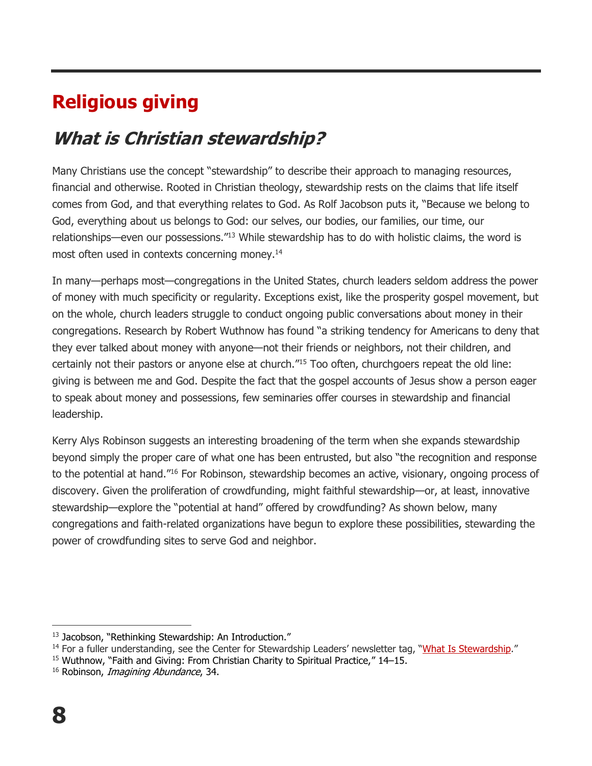# Religious giving

## *What is Christian stewardship?*

Many Christians use the concept "stewardship" to describe their approach to managing resources, financial and otherwise. Rooted in Christian theology, stewardship rests on the claims that life itself comes from God, and that everything relates to God. As Rolf Jacobson puts it, "Because we belong to God, everything about us belongs to God: our selves, our bodies, our families, our time, our relationships—even our possessions."[13] While stewardship has to do with holistic claims, the word is most often used in contexts concerning money.[14]

In many—perhaps most—congregations in the United States, church leaders seldom address the power of money with much specificity or regularity. Exceptions exist, like the prosperity gospel movement, but on the whole, church leaders struggle to conduct ongoing public conversations about money in their congregations. Research by Robert Wuthnow has found "a striking tendency for Americans to deny that they ever talked about money with anyone—not their friends or neighbors, not their children, and certainly not their pastors or anyone else at church."[15] Too often, churchgoers repeat the old line: giving is between me and God. Despite the fact that the gospel accounts of Jesus show a person eager to speak about money and possessions, few seminaries offer courses in stewardship and financial leadership.

Kerry Alys Robinson suggests an interesting broadening of the term when she expands stewardship beyond simply the proper care of what one has been entrusted, but also "the recognition and response to the potential at hand."[16] For Robinson, stewardship becomes an active, visionary, ongoing process of discovery. Given the proliferation of crowdfunding, might faithful stewardship—or, at least, innovative stewardship—explore the "potential at hand" offered by crowdfunding? As shown below, many congregations and faith-related organizations have begun to explore these possibilities, stewarding the power of crowdfunding sites to serve God and neighbor.

---

[13] Jacobson, "Rethinking Stewardship: An Introduction."

[14] For a fuller understanding, see the Center for Stewardship Leaders' newsletter tag, "What Is Stewardship."

[15] Wuthnow, "Faith and Giving: From Christian Charity to Spiritual Practice," 14–15.

[16] Robinson, *Imagining Abundance*, 34.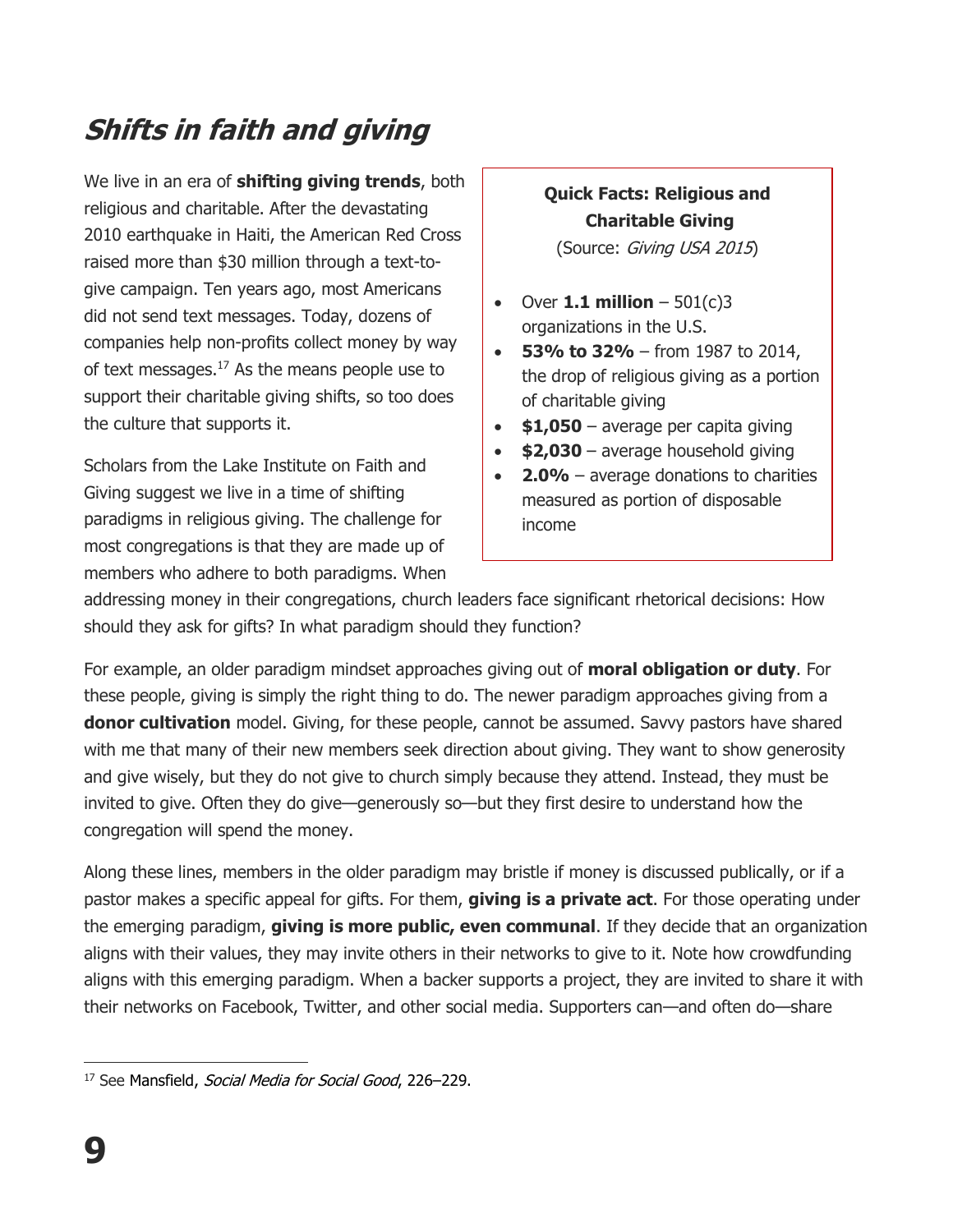## *Shifts in faith and giving*

We live in an era of **shifting giving trends**, both religious and charitable. After the devastating 2010 earthquake in Haiti, the American Red Cross raised more than $30 million through a text-to-give campaign. Ten years ago, most Americans did not send text messages. Today, dozens of companies help non-profits collect money by way of text messages.[17] As the means people use to support their charitable giving shifts, so too does the culture that supports it.

> **Quick Facts: Religious and Charitable Giving**
> (Source: *Giving USA 2015*)
>
> - Over **1.1 million** – 501(c)3 organizations in the U.S.
> - **53% to 32%** – from 1987 to 2014, the drop of religious giving as a portion of charitable giving
> - **$1,050** – average per capita giving
> - **$2,030** – average household giving
> - **2.0%** – average donations to charities measured as portion of disposable income

Scholars from the Lake Institute on Faith and Giving suggest we live in a time of shifting paradigms in religious giving. The challenge for most congregations is that they are made up of members who adhere to both paradigms. When addressing money in their congregations, church leaders face significant rhetorical decisions: How should they ask for gifts? In what paradigm should they function?

For example, an older paradigm mindset approaches giving out of **moral obligation or duty**. For these people, giving is simply the right thing to do. The newer paradigm approaches giving from a **donor cultivation** model. Giving, for these people, cannot be assumed. Savvy pastors have shared with me that many of their new members seek direction about giving. They want to show generosity and give wisely, but they do not give to church simply because they attend. Instead, they must be invited to give. Often they do give—generously so—but they first desire to understand how the congregation will spend the money.

Along these lines, members in the older paradigm may bristle if money is discussed publically, or if a pastor makes a specific appeal for gifts. For them, **giving is a private act**. For those operating under the emerging paradigm, **giving is more public, even communal**. If they decide that an organization aligns with their values, they may invite others in their networks to give to it. Note how crowdfunding aligns with this emerging paradigm. When a backer supports a project, they are invited to share it with their networks on Facebook, Twitter, and other social media. Supporters can—and often do—share

[17] See Mansfield, *Social Media for Social Good*, 226–229.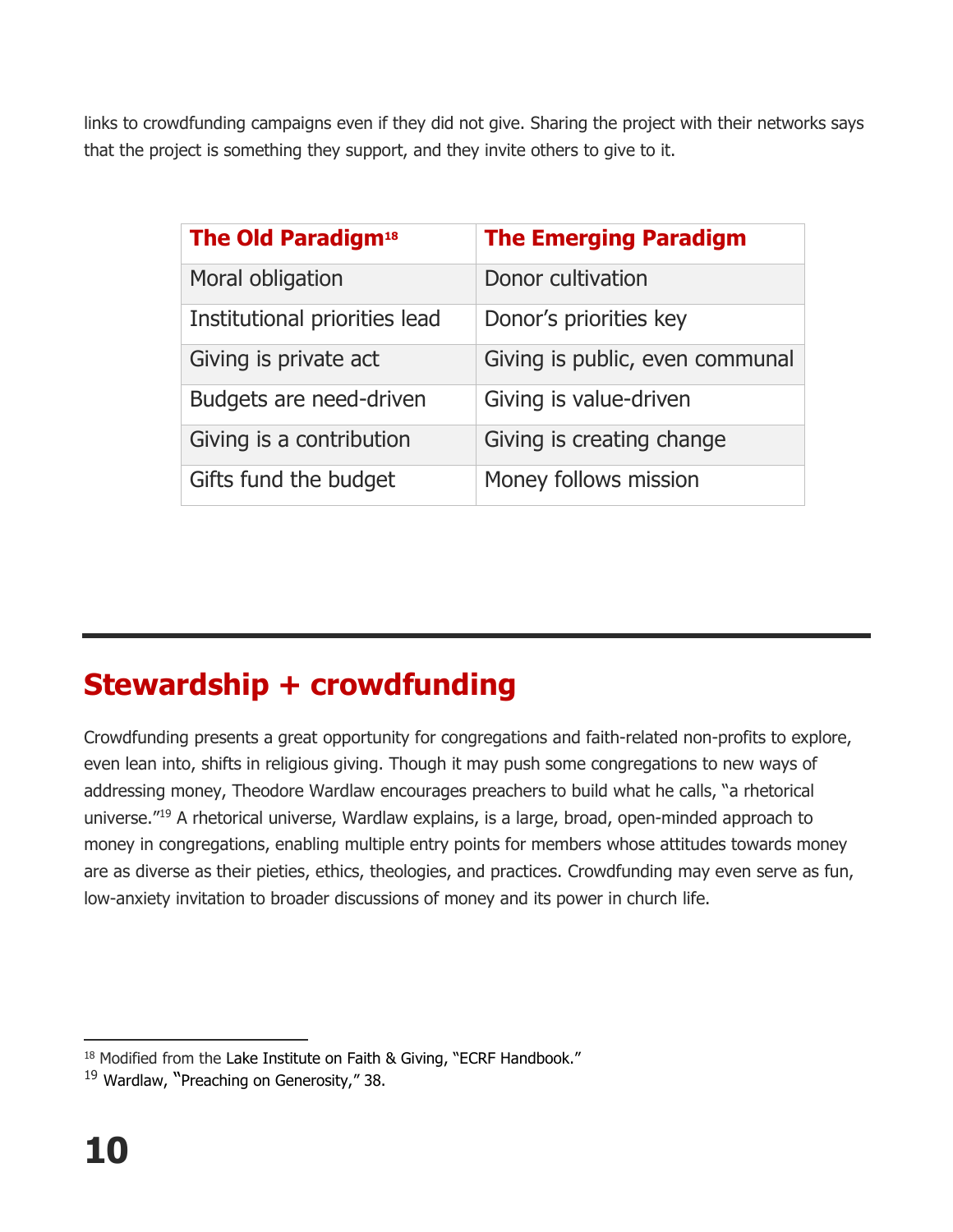links to crowdfunding campaigns even if they did not give. Sharing the project with their networks says that the project is something they support, and they invite others to give to it.

| The Old Paradigm[18] | The Emerging Paradigm |
|---|---|
| Moral obligation | Donor cultivation |
| Institutional priorities lead | Donor's priorities key |
| Giving is private act | Giving is public, even communal |
| Budgets are need-driven | Giving is value-driven |
| Giving is a contribution | Giving is creating change |
| Gifts fund the budget | Money follows mission |

## Stewardship + crowdfunding

Crowdfunding presents a great opportunity for congregations and faith-related non-profits to explore, even lean into, shifts in religious giving. Though it may push some congregations to new ways of addressing money, Theodore Wardlaw encourages preachers to build what he calls, "a rhetorical universe."[19] A rhetorical universe, Wardlaw explains, is a large, broad, open-minded approach to money in congregations, enabling multiple entry points for members whose attitudes towards money are as diverse as their pieties, ethics, theologies, and practices. Crowdfunding may even serve as fun, low-anxiety invitation to broader discussions of money and its power in church life.

---

[18] Modified from the Lake Institute on Faith & Giving, "ECRF Handbook."

[19] Wardlaw, "Preaching on Generosity," 38.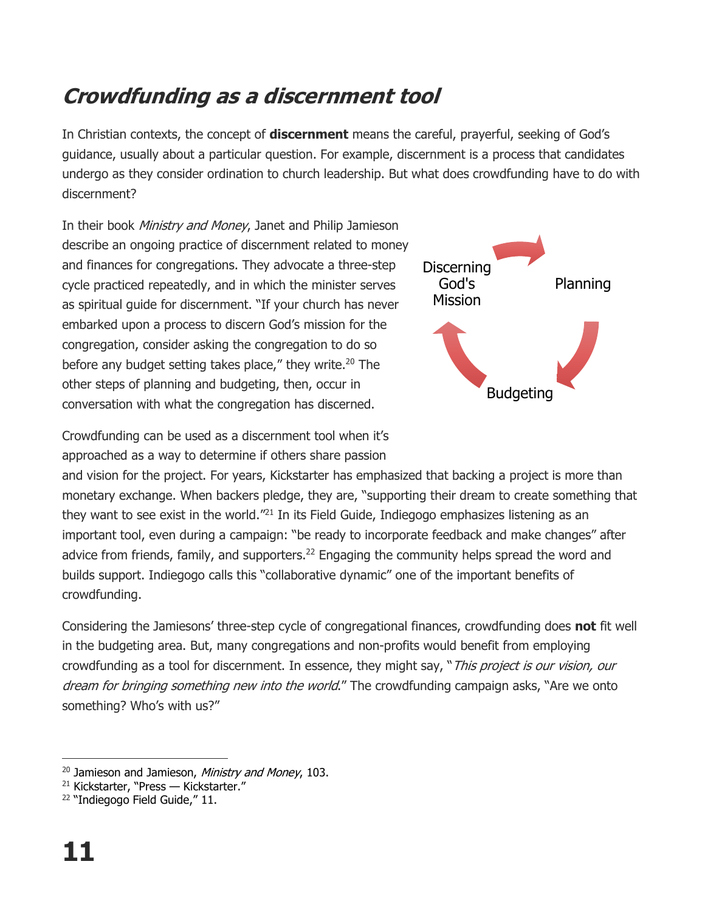## *Crowdfunding as a discernment tool*

In Christian contexts, the concept of **discernment** means the careful, prayerful, seeking of God's guidance, usually about a particular question. For example, discernment is a process that candidates undergo as they consider ordination to church leadership. But what does crowdfunding have to do with discernment?

In their book *Ministry and Money*, Janet and Philip Jamieson describe an ongoing practice of discernment related to money and finances for congregations. They advocate a three-step cycle practiced repeatedly, and in which the minister serves as spiritual guide for discernment. "If your church has never embarked upon a process to discern God's mission for the congregation, consider asking the congregation to do so before any budget setting takes place," they write.[20] The other steps of planning and budgeting, then, occur in conversation with what the congregation has discerned.

Discerning God's Mission → Planning → Budgeting

Crowdfunding can be used as a discernment tool when it's approached as a way to determine if others share passion and vision for the project. For years, Kickstarter has emphasized that backing a project is more than monetary exchange. When backers pledge, they are, "supporting their dream to create something that they want to see exist in the world."[21] In its Field Guide, Indiegogo emphasizes listening as an important tool, even during a campaign: "be ready to incorporate feedback and make changes" after advice from friends, family, and supporters.[22] Engaging the community helps spread the word and builds support. Indiegogo calls this "collaborative dynamic" one of the important benefits of crowdfunding.

Considering the Jamiesons' three-step cycle of congregational finances, crowdfunding does **not** fit well in the budgeting area. But, many congregations and non-profits would benefit from employing crowdfunding as a tool for discernment. In essence, they might say, "*This project is our vision, our dream for bringing something new into the world*." The crowdfunding campaign asks, "Are we onto something? Who's with us?"

---

[20] Jamieson and Jamieson, *Ministry and Money*, 103.
[21] Kickstarter, "Press — Kickstarter."
[22] "Indiegogo Field Guide," 11.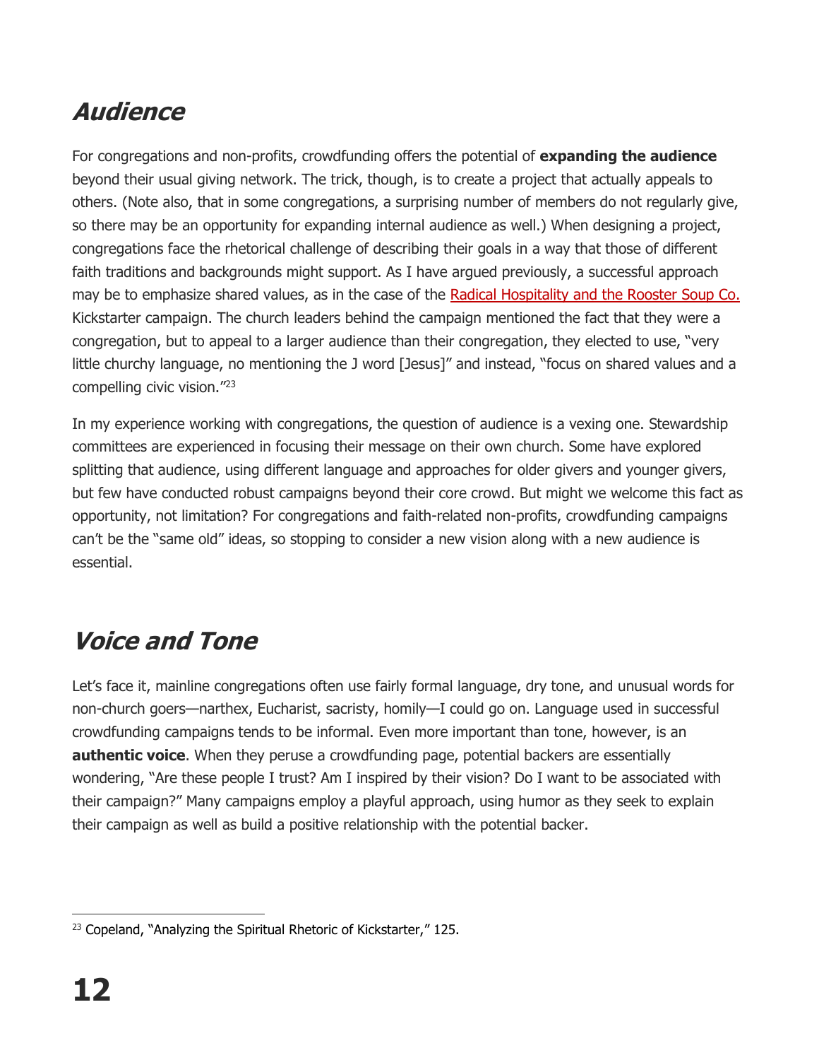## ***Audience***

For congregations and non-profits, crowdfunding offers the potential of **expanding the audience** beyond their usual giving network. The trick, though, is to create a project that actually appeals to others. (Note also, that in some congregations, a surprising number of members do not regularly give, so there may be an opportunity for expanding internal audience as well.) When designing a project, congregations face the rhetorical challenge of describing their goals in a way that those of different faith traditions and backgrounds might support. As I have argued previously, a successful approach may be to emphasize shared values, as in the case of the Radical Hospitality and the Rooster Soup Co. Kickstarter campaign. The church leaders behind the campaign mentioned the fact that they were a congregation, but to appeal to a larger audience than their congregation, they elected to use, "very little churchy language, no mentioning the J word [Jesus]" and instead, "focus on shared values and a compelling civic vision."[23]

In my experience working with congregations, the question of audience is a vexing one. Stewardship committees are experienced in focusing their message on their own church. Some have explored splitting that audience, using different language and approaches for older givers and younger givers, but few have conducted robust campaigns beyond their core crowd. But might we welcome this fact as opportunity, not limitation? For congregations and faith-related non-profits, crowdfunding campaigns can't be the "same old" ideas, so stopping to consider a new vision along with a new audience is essential.

## ***Voice and Tone***

Let's face it, mainline congregations often use fairly formal language, dry tone, and unusual words for non-church goers—narthex, Eucharist, sacristy, homily—I could go on. Language used in successful crowdfunding campaigns tends to be informal. Even more important than tone, however, is an **authentic voice**. When they peruse a crowdfunding page, potential backers are essentially wondering, "Are these people I trust? Am I inspired by their vision? Do I want to be associated with their campaign?" Many campaigns employ a playful approach, using humor as they seek to explain their campaign as well as build a positive relationship with the potential backer.

---

[23] Copeland, "Analyzing the Spiritual Rhetoric of Kickstarter," 125.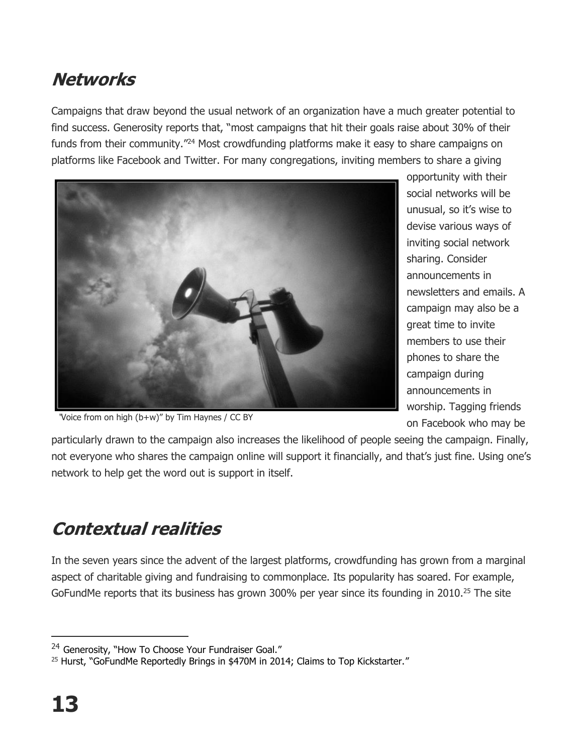## *Networks*

Campaigns that draw beyond the usual network of an organization have a much greater potential to find success. Generosity reports that, "most campaigns that hit their goals raise about 30% of their funds from their community."[24] Most crowdfunding platforms make it easy to share campaigns on platforms like Facebook and Twitter. For many congregations, inviting members to share a giving opportunity with their social networks will be unusual, so it's wise to devise various ways of inviting social network sharing. Consider announcements in newsletters and emails. A campaign may also be a great time to invite members to use their phones to share the campaign during announcements in worship. Tagging friends on Facebook who may be particularly drawn to the campaign also increases the likelihood of people seeing the campaign. Finally, not everyone who shares the campaign online will support it financially, and that's just fine. Using one's network to help get the word out is support in itself.

"Voice from on high (b+w)" by Tim Haynes / CC BY

## *Contextual realities*

In the seven years since the advent of the largest platforms, crowdfunding has grown from a marginal aspect of charitable giving and fundraising to commonplace. Its popularity has soared. For example, GoFundMe reports that its business has grown 300% per year since its founding in 2010.[25] The site

---

[24] Generosity, "How To Choose Your Fundraiser Goal."

[25] Hurst, "GoFundMe Reportedly Brings in $470M in 2014; Claims to Top Kickstarter."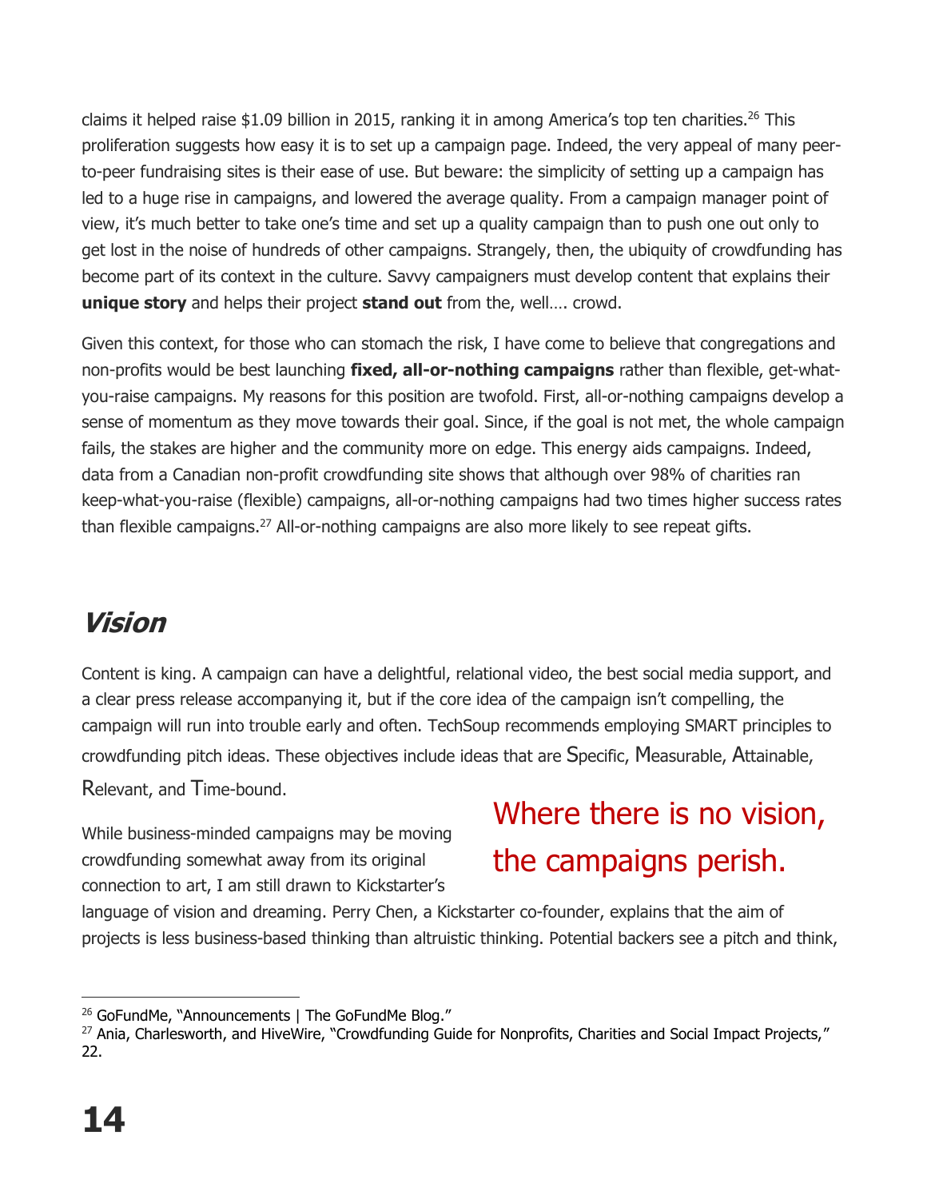claims it helped raise $1.09 billion in 2015, ranking it in among America's top ten charities.[26] This proliferation suggests how easy it is to set up a campaign page. Indeed, the very appeal of many peer-to-peer fundraising sites is their ease of use. But beware: the simplicity of setting up a campaign has led to a huge rise in campaigns, and lowered the average quality. From a campaign manager point of view, it's much better to take one's time and set up a quality campaign than to push one out only to get lost in the noise of hundreds of other campaigns. Strangely, then, the ubiquity of crowdfunding has become part of its context in the culture. Savvy campaigners must develop content that explains their **unique story** and helps their project **stand out** from the, well…. crowd.

Given this context, for those who can stomach the risk, I have come to believe that congregations and non-profits would be best launching **fixed, all-or-nothing campaigns** rather than flexible, get-what-you-raise campaigns. My reasons for this position are twofold. First, all-or-nothing campaigns develop a sense of momentum as they move towards their goal. Since, if the goal is not met, the whole campaign fails, the stakes are higher and the community more on edge. This energy aids campaigns. Indeed, data from a Canadian non-profit crowdfunding site shows that although over 98% of charities ran keep-what-you-raise (flexible) campaigns, all-or-nothing campaigns had two times higher success rates than flexible campaigns.[27] All-or-nothing campaigns are also more likely to see repeat gifts.

## *Vision*

Content is king. A campaign can have a delightful, relational video, the best social media support, and a clear press release accompanying it, but if the core idea of the campaign isn't compelling, the campaign will run into trouble early and often. TechSoup recommends employing SMART principles to crowdfunding pitch ideas. These objectives include ideas that are Specific, Measurable, Attainable, Relevant, and Time-bound.

> Where there is no vision, the campaigns perish.

While business-minded campaigns may be moving crowdfunding somewhat away from its original connection to art, I am still drawn to Kickstarter's language of vision and dreaming. Perry Chen, a Kickstarter co-founder, explains that the aim of projects is less business-based thinking than altruistic thinking. Potential backers see a pitch and think,

---

[26] GoFundMe, "Announcements | The GoFundMe Blog."

[27] Ania, Charlesworth, and HiveWire, "Crowdfunding Guide for Nonprofits, Charities and Social Impact Projects," 22.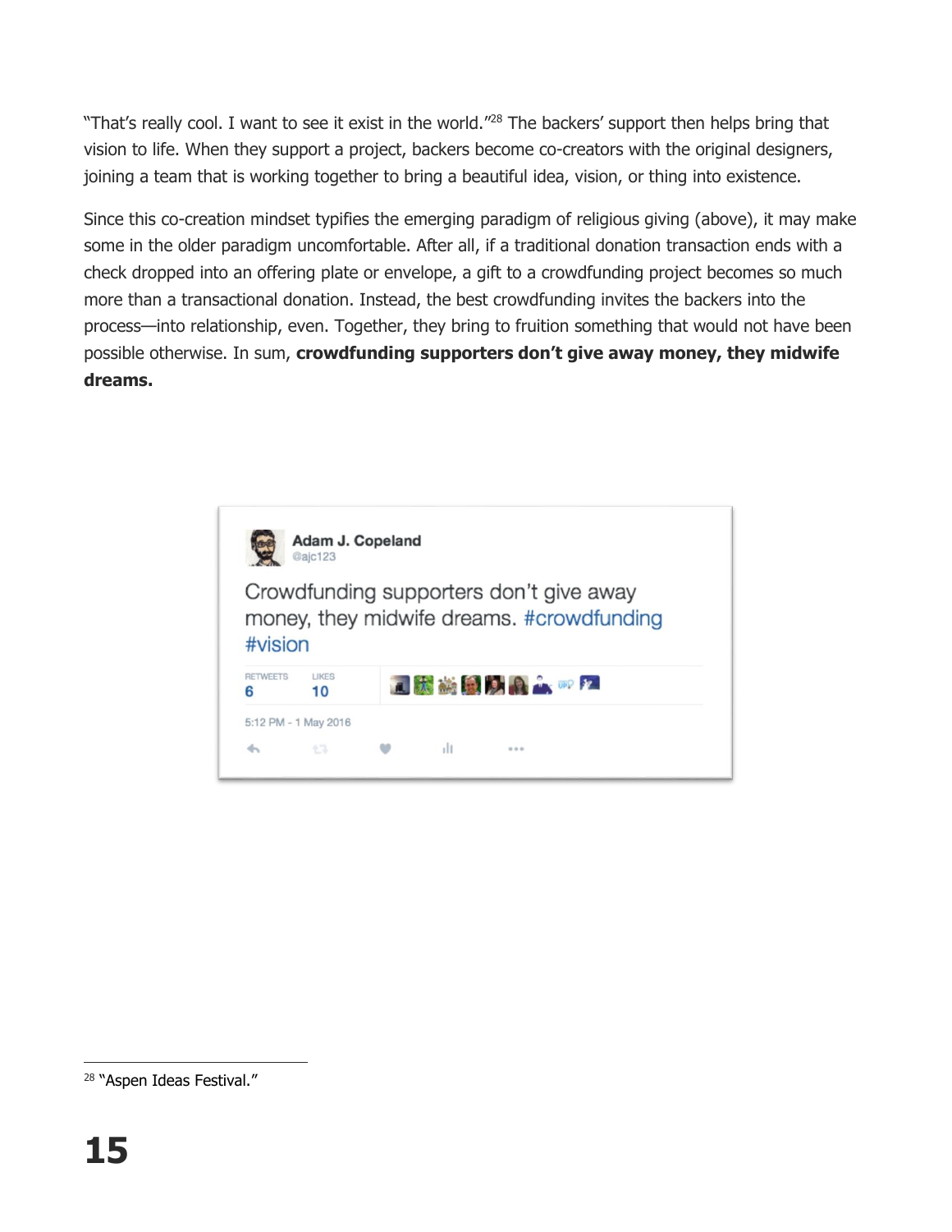"That's really cool. I want to see it exist in the world."[28] The backers' support then helps bring that vision to life. When they support a project, backers become co-creators with the original designers, joining a team that is working together to bring a beautiful idea, vision, or thing into existence.

Since this co-creation mindset typifies the emerging paradigm of religious giving (above), it may make some in the older paradigm uncomfortable. After all, if a traditional donation transaction ends with a check dropped into an offering plate or envelope, a gift to a crowdfunding project becomes so much more than a transactional donation. Instead, the best crowdfunding invites the backers into the process—into relationship, even. Together, they bring to fruition something that would not have been possible otherwise. In sum, **crowdfunding supporters don't give away money, they midwife dreams.**

Adam J. Copeland
@ajc123

Crowdfunding supporters don't give away money, they midwife dreams. #crowdfunding #vision

RETWEETS 6 LIKES 10

5:12 PM - 1 May 2016

[28] "Aspen Ideas Festival."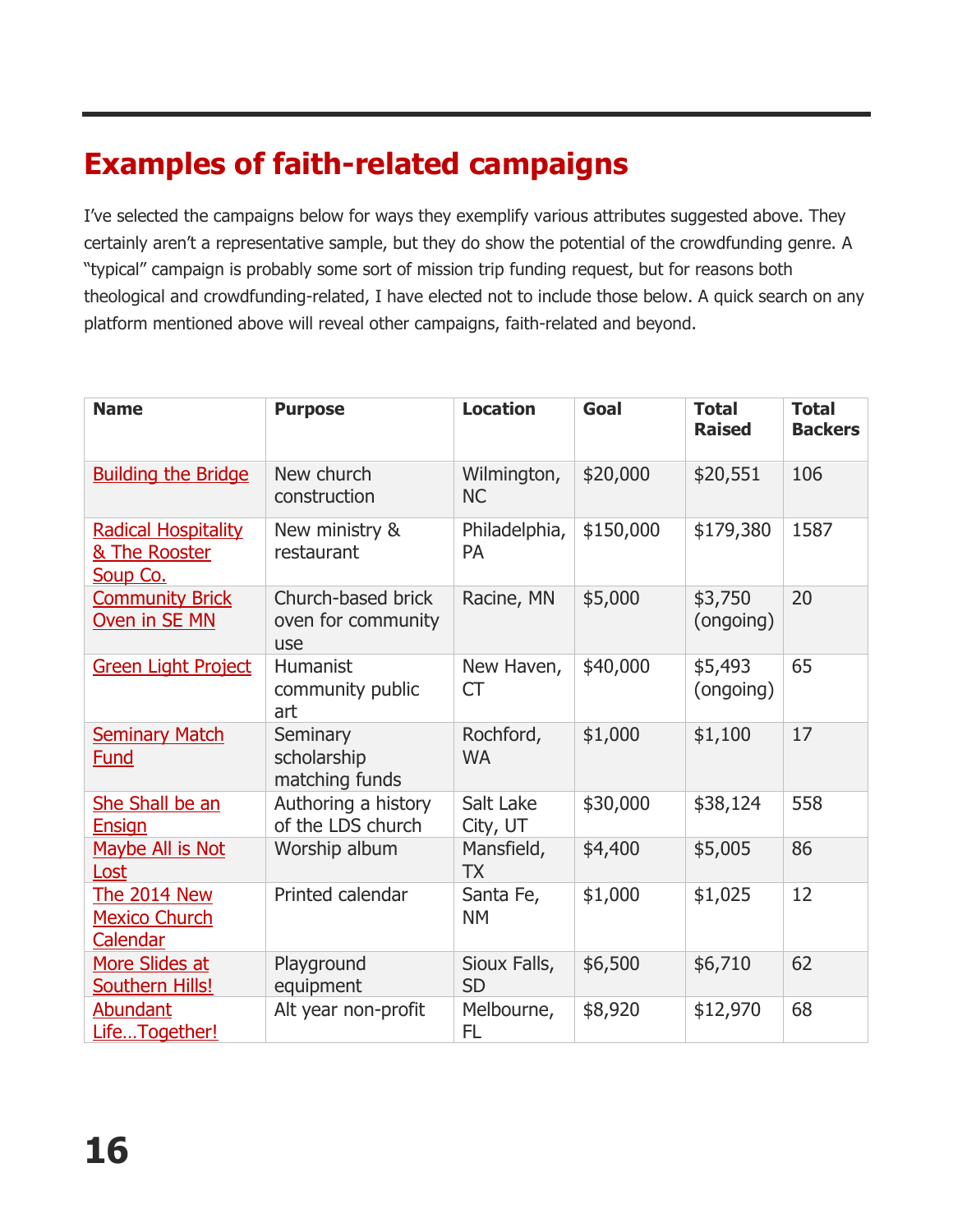## Examples of faith-related campaigns

I've selected the campaigns below for ways they exemplify various attributes suggested above. They certainly aren't a representative sample, but they do show the potential of the crowdfunding genre. A "typical" campaign is probably some sort of mission trip funding request, but for reasons both theological and crowdfunding-related, I have elected not to include those below. A quick search on any platform mentioned above will reveal other campaigns, faith-related and beyond.

| Name | Purpose | Location | Goal | Total Raised | Total Backers |
|---|---|---|---|---|---|
| Building the Bridge | New church construction | Wilmington, NC | $20,000 | $20,551 | 106 |
| Radical Hospitality & The Rooster Soup Co. | New ministry & restaurant | Philadelphia, PA | $150,000 | $179,380 | 1587 |
| Community Brick Oven in SE MN | Church-based brick oven for community use | Racine, MN | $5,000 | $3,750 (ongoing) | 20 |
| Green Light Project | Humanist community public art | New Haven, CT | $40,000 | $5,493 (ongoing) | 65 |
| Seminary Match Fund | Seminary scholarship matching funds | Rochford, WA | $1,000 | $1,100 | 17 |
| She Shall be an Ensign | Authoring a history of the LDS church | Salt Lake City, UT | $30,000 | $38,124 | 558 |
| Maybe All is Not Lost | Worship album | Mansfield, TX | $4,400 | $5,005 | 86 |
| The 2014 New Mexico Church Calendar | Printed calendar | Santa Fe, NM | $1,000 | $1,025 | 12 |
| More Slides at Southern Hills! | Playground equipment | Sioux Falls, SD | $6,500 | $6,710 | 62 |
| Abundant Life…Together! | Alt year non-profit | Melbourne, FL | $8,920 | $12,970 | 68 |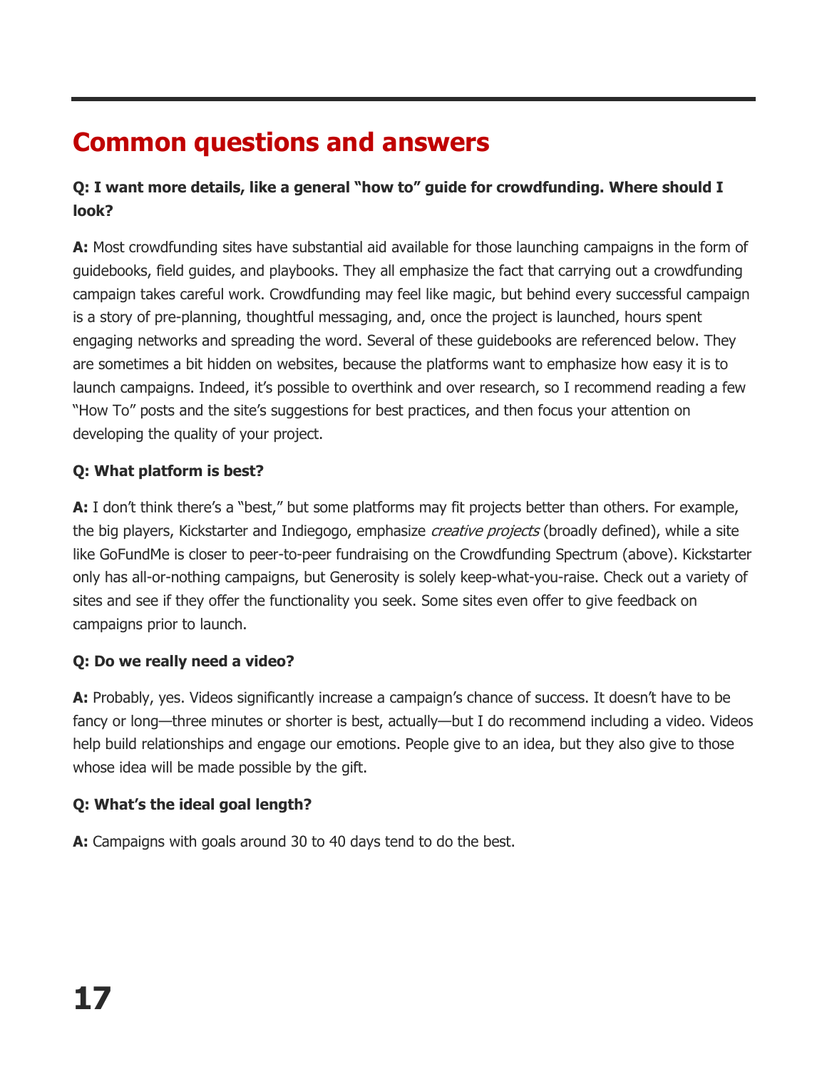## Common questions and answers

**Q: I want more details, like a general "how to" guide for crowdfunding. Where should I look?**

**A:** Most crowdfunding sites have substantial aid available for those launching campaigns in the form of guidebooks, field guides, and playbooks. They all emphasize the fact that carrying out a crowdfunding campaign takes careful work. Crowdfunding may feel like magic, but behind every successful campaign is a story of pre-planning, thoughtful messaging, and, once the project is launched, hours spent engaging networks and spreading the word. Several of these guidebooks are referenced below. They are sometimes a bit hidden on websites, because the platforms want to emphasize how easy it is to launch campaigns. Indeed, it's possible to overthink and over research, so I recommend reading a few "How To" posts and the site's suggestions for best practices, and then focus your attention on developing the quality of your project.

**Q: What platform is best?**

**A:** I don't think there's a "best," but some platforms may fit projects better than others. For example, the big players, Kickstarter and Indiegogo, emphasize *creative projects* (broadly defined), while a site like GoFundMe is closer to peer-to-peer fundraising on the Crowdfunding Spectrum (above). Kickstarter only has all-or-nothing campaigns, but Generosity is solely keep-what-you-raise. Check out a variety of sites and see if they offer the functionality you seek. Some sites even offer to give feedback on campaigns prior to launch.

**Q: Do we really need a video?**

**A:** Probably, yes. Videos significantly increase a campaign's chance of success. It doesn't have to be fancy or long—three minutes or shorter is best, actually—but I do recommend including a video. Videos help build relationships and engage our emotions. People give to an idea, but they also give to those whose idea will be made possible by the gift.

**Q: What's the ideal goal length?**

**A:** Campaigns with goals around 30 to 40 days tend to do the best.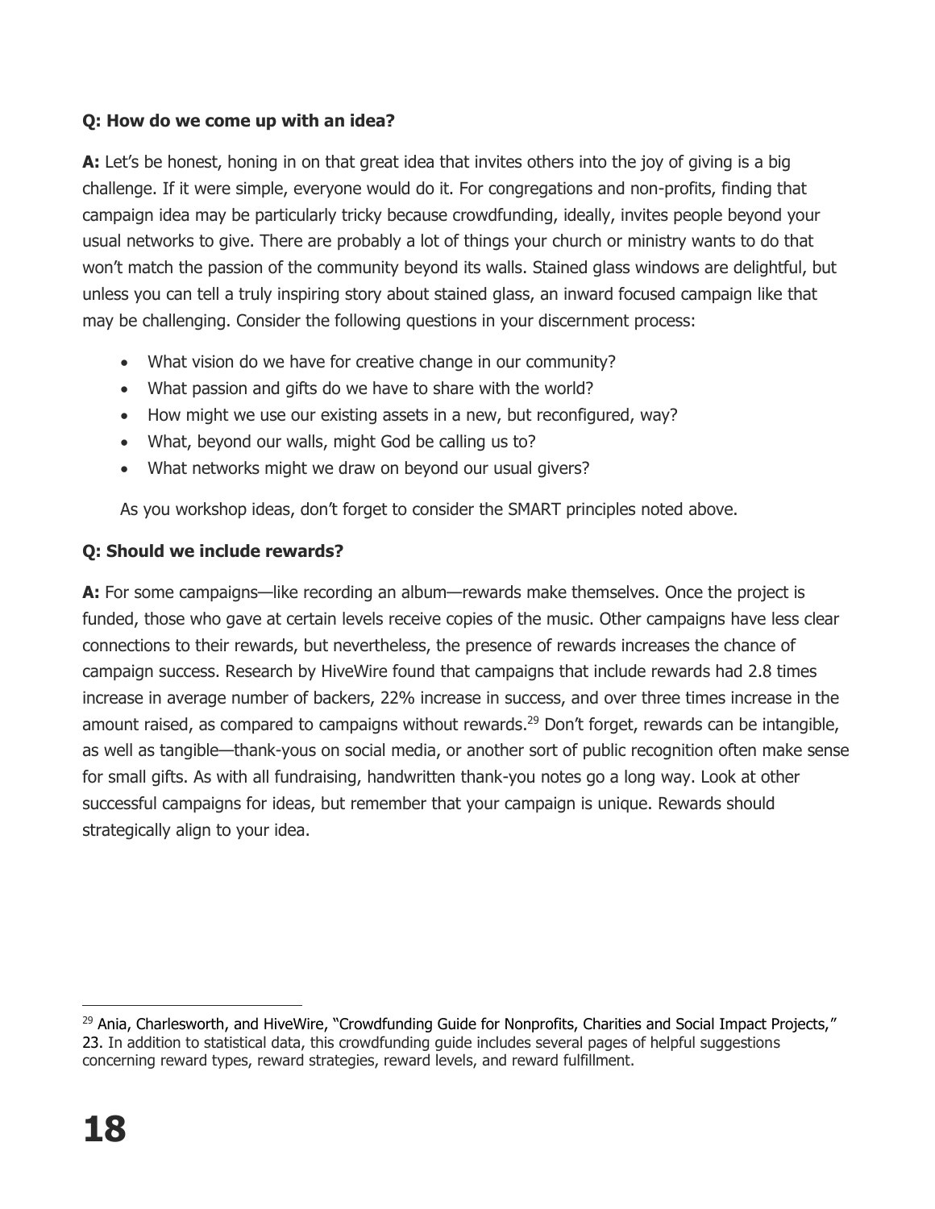**Q: How do we come up with an idea?**

**A:** Let's be honest, honing in on that great idea that invites others into the joy of giving is a big challenge. If it were simple, everyone would do it. For congregations and non-profits, finding that campaign idea may be particularly tricky because crowdfunding, ideally, invites people beyond your usual networks to give. There are probably a lot of things your church or ministry wants to do that won't match the passion of the community beyond its walls. Stained glass windows are delightful, but unless you can tell a truly inspiring story about stained glass, an inward focused campaign like that may be challenging. Consider the following questions in your discernment process:

- What vision do we have for creative change in our community?
- What passion and gifts do we have to share with the world?
- How might we use our existing assets in a new, but reconfigured, way?
- What, beyond our walls, might God be calling us to?
- What networks might we draw on beyond our usual givers?

As you workshop ideas, don't forget to consider the SMART principles noted above.

**Q: Should we include rewards?**

**A:** For some campaigns—like recording an album—rewards make themselves. Once the project is funded, those who gave at certain levels receive copies of the music. Other campaigns have less clear connections to their rewards, but nevertheless, the presence of rewards increases the chance of campaign success. Research by HiveWire found that campaigns that include rewards had 2.8 times increase in average number of backers, 22% increase in success, and over three times increase in the amount raised, as compared to campaigns without rewards.[29] Don't forget, rewards can be intangible, as well as tangible—thank-yous on social media, or another sort of public recognition often make sense for small gifts. As with all fundraising, handwritten thank-you notes go a long way. Look at other successful campaigns for ideas, but remember that your campaign is unique. Rewards should strategically align to your idea.

---

[29] Ania, Charlesworth, and HiveWire, "Crowdfunding Guide for Nonprofits, Charities and Social Impact Projects," 23. In addition to statistical data, this crowdfunding guide includes several pages of helpful suggestions concerning reward types, reward strategies, reward levels, and reward fulfillment.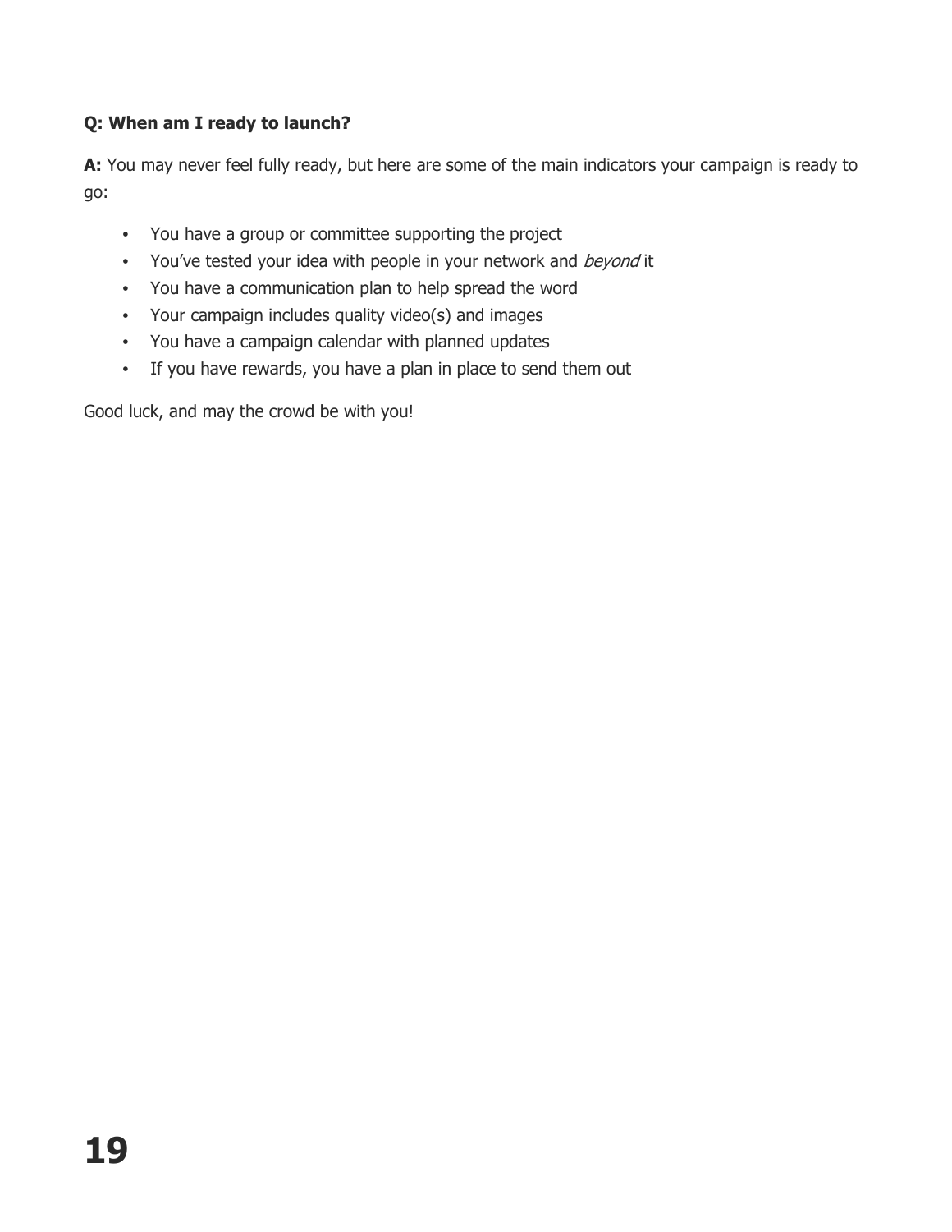**Q: When am I ready to launch?**

**A:** You may never feel fully ready, but here are some of the main indicators your campaign is ready to go:

- You have a group or committee supporting the project
- You've tested your idea with people in your network and *beyond* it
- You have a communication plan to help spread the word
- Your campaign includes quality video(s) and images
- You have a campaign calendar with planned updates
- If you have rewards, you have a plan in place to send them out

Good luck, and may the crowd be with you!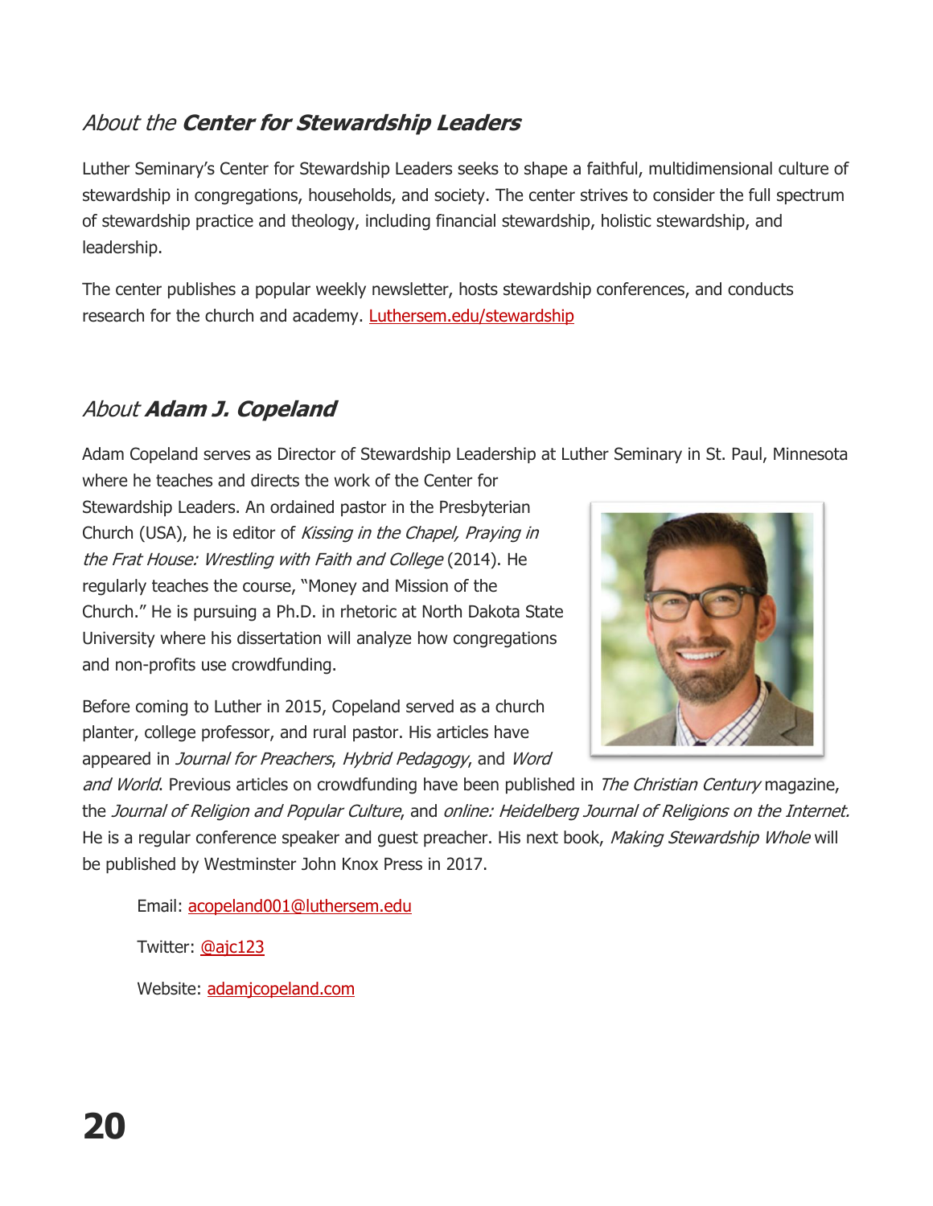## *About the* ***Center for Stewardship Leaders***

Luther Seminary's Center for Stewardship Leaders seeks to shape a faithful, multidimensional culture of stewardship in congregations, households, and society. The center strives to consider the full spectrum of stewardship practice and theology, including financial stewardship, holistic stewardship, and leadership.

The center publishes a popular weekly newsletter, hosts stewardship conferences, and conducts research for the church and academy. [Luthersem.edu/stewardship](http://Luthersem.edu/stewardship)

## *About* ***Adam J. Copeland***

Adam Copeland serves as Director of Stewardship Leadership at Luther Seminary in St. Paul, Minnesota where he teaches and directs the work of the Center for Stewardship Leaders. An ordained pastor in the Presbyterian Church (USA), he is editor of *Kissing in the Chapel, Praying in the Frat House: Wrestling with Faith and College* (2014). He regularly teaches the course, "Money and Mission of the Church." He is pursuing a Ph.D. in rhetoric at North Dakota State University where his dissertation will analyze how congregations and non-profits use crowdfunding.

Before coming to Luther in 2015, Copeland served as a church planter, college professor, and rural pastor. His articles have appeared in *Journal for Preachers*, *Hybrid Pedagogy*, and *Word and World*. Previous articles on crowdfunding have been published in *The Christian Century* magazine, the *Journal of Religion and Popular Culture*, and *online: Heidelberg Journal of Religions on the Internet.* He is a regular conference speaker and guest preacher. His next book, *Making Stewardship Whole* will be published by Westminster John Knox Press in 2017.

Email: [acopeland001@luthersem.edu](mailto:acopeland001@luthersem.edu)

Twitter: [@ajc123](https://twitter.com/ajc123)

Website: [adamjcopeland.com](http://adamjcopeland.com)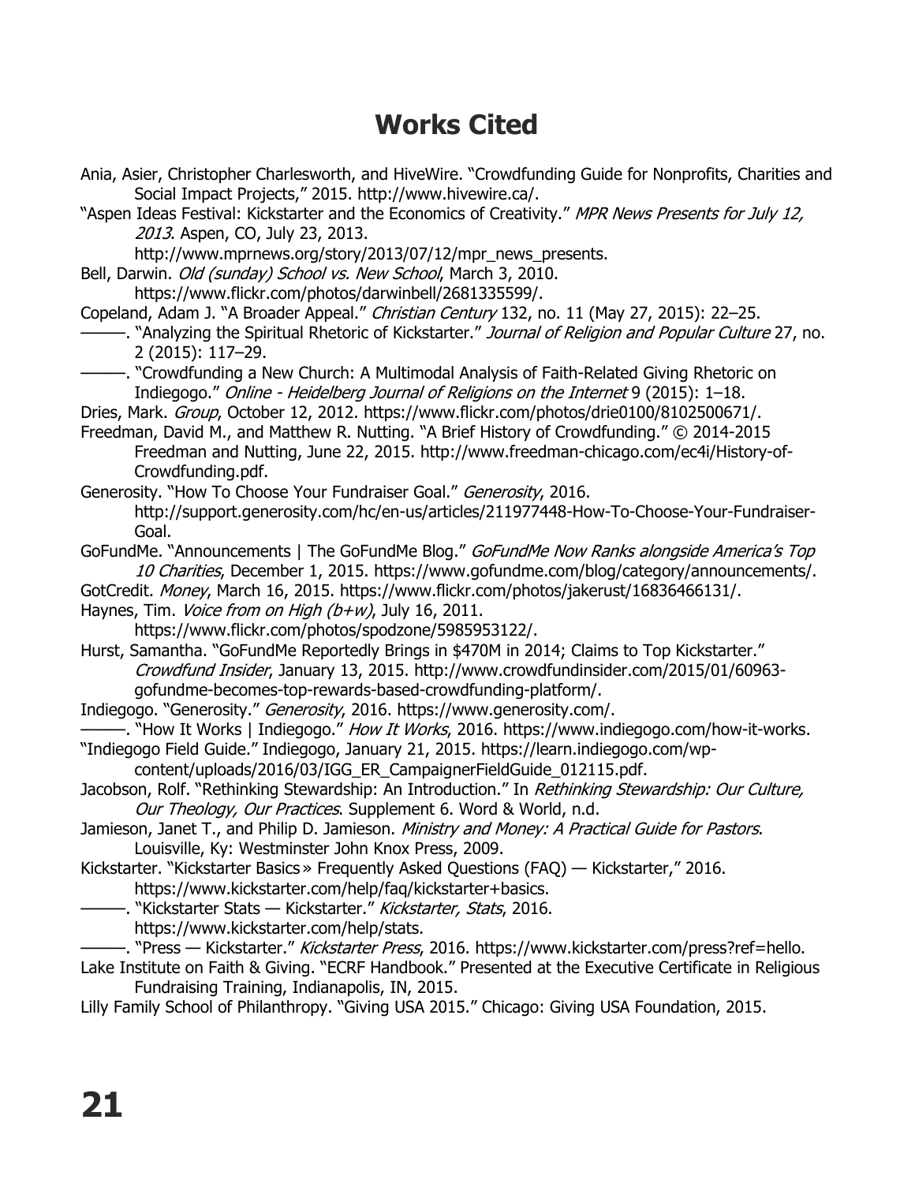# Works Cited

Ania, Asier, Christopher Charlesworth, and HiveWire. "Crowdfunding Guide for Nonprofits, Charities and Social Impact Projects," 2015. http://www.hivewire.ca/.

"Aspen Ideas Festival: Kickstarter and the Economics of Creativity." *MPR News Presents for July 12, 2013*. Aspen, CO, July 23, 2013. http://www.mprnews.org/story/2013/07/12/mpr_news_presents.

Bell, Darwin. *Old (sunday) School vs. New School*, March 3, 2010. https://www.flickr.com/photos/darwinbell/2681335599/.

Copeland, Adam J. "A Broader Appeal." *Christian Century* 132, no. 11 (May 27, 2015): 22–25.

———. "Analyzing the Spiritual Rhetoric of Kickstarter." *Journal of Religion and Popular Culture* 27, no. 2 (2015): 117–29.

———. "Crowdfunding a New Church: A Multimodal Analysis of Faith-Related Giving Rhetoric on Indiegogo." *Online - Heidelberg Journal of Religions on the Internet* 9 (2015): 1–18.

Dries, Mark. *Group*, October 12, 2012. https://www.flickr.com/photos/drie0100/8102500671/.

Freedman, David M., and Matthew R. Nutting. "A Brief History of Crowdfunding." © 2014-2015 Freedman and Nutting, June 22, 2015. http://www.freedman-chicago.com/ec4i/History-of-Crowdfunding.pdf.

Generosity. "How To Choose Your Fundraiser Goal." *Generosity*, 2016. http://support.generosity.com/hc/en-us/articles/211977448-How-To-Choose-Your-Fundraiser-Goal.

GoFundMe. "Announcements | The GoFundMe Blog." *GoFundMe Now Ranks alongside America's Top 10 Charities*, December 1, 2015. https://www.gofundme.com/blog/category/announcements/.

GotCredit. *Money*, March 16, 2015. https://www.flickr.com/photos/jakerust/16836466131/.

Haynes, Tim. *Voice from on High (b+w)*, July 16, 2011. https://www.flickr.com/photos/spodzone/5985953122/.

Hurst, Samantha. "GoFundMe Reportedly Brings in $470M in 2014; Claims to Top Kickstarter." *Crowdfund Insider*, January 13, 2015. http://www.crowdfundinsider.com/2015/01/60963-gofundme-becomes-top-rewards-based-crowdfunding-platform/.

Indiegogo. "Generosity." *Generosity*, 2016. https://www.generosity.com/.

———. "How It Works | Indiegogo." *How It Works*, 2016. https://www.indiegogo.com/how-it-works.

"Indiegogo Field Guide." Indiegogo, January 21, 2015. https://learn.indiegogo.com/wp-content/uploads/2016/03/IGG_ER_CampaignerFieldGuide_012115.pdf.

Jacobson, Rolf. "Rethinking Stewardship: An Introduction." In *Rethinking Stewardship: Our Culture, Our Theology, Our Practices*. Supplement 6. Word & World, n.d.

Jamieson, Janet T., and Philip D. Jamieson. *Ministry and Money: A Practical Guide for Pastors*. Louisville, Ky: Westminster John Knox Press, 2009.

Kickstarter. "Kickstarter Basics » Frequently Asked Questions (FAQ) — Kickstarter," 2016. https://www.kickstarter.com/help/faq/kickstarter+basics.

———. "Kickstarter Stats — Kickstarter." *Kickstarter, Stats*, 2016. https://www.kickstarter.com/help/stats.

———. "Press — Kickstarter." *Kickstarter Press*, 2016. https://www.kickstarter.com/press?ref=hello.

Lake Institute on Faith & Giving. "ECRF Handbook." Presented at the Executive Certificate in Religious Fundraising Training, Indianapolis, IN, 2015.

Lilly Family School of Philanthropy. "Giving USA 2015." Chicago: Giving USA Foundation, 2015.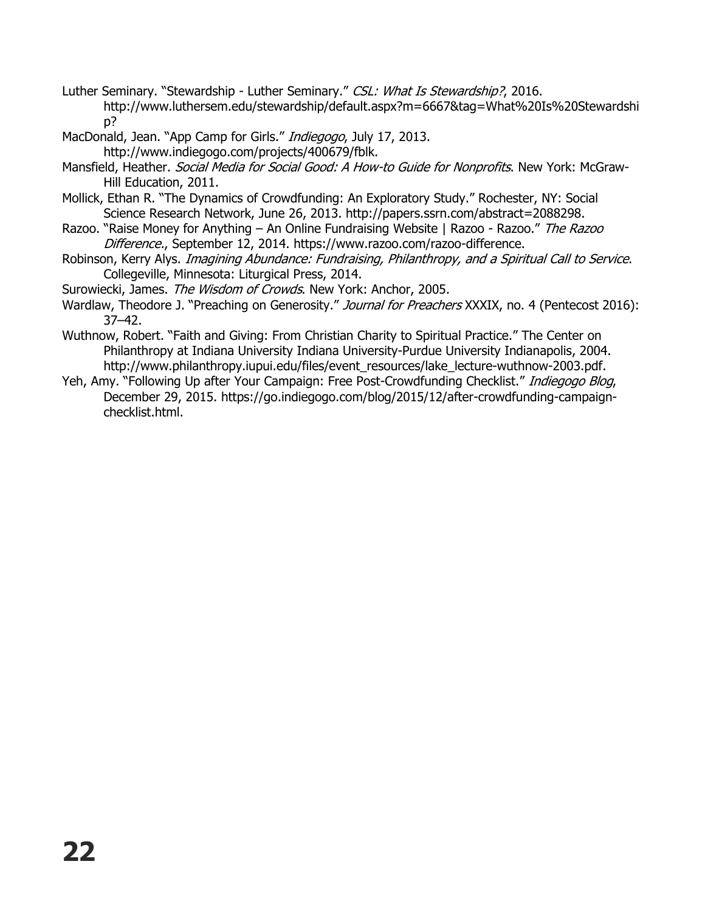Luther Seminary. "Stewardship - Luther Seminary." *CSL: What Is Stewardship?*, 2016. http://www.luthersem.edu/stewardship/default.aspx?m=6667&tag=What%20Is%20Stewardship?

MacDonald, Jean. "App Camp for Girls." *Indiegogo*, July 17, 2013. http://www.indiegogo.com/projects/400679/fblk.

Mansfield, Heather. *Social Media for Social Good: A How-to Guide for Nonprofits*. New York: McGraw-Hill Education, 2011.

Mollick, Ethan R. "The Dynamics of Crowdfunding: An Exploratory Study." Rochester, NY: Social Science Research Network, June 26, 2013. http://papers.ssrn.com/abstract=2088298.

Razoo. "Raise Money for Anything – An Online Fundraising Website | Razoo - Razoo." *The Razoo Difference.*, September 12, 2014. https://www.razoo.com/razoo-difference.

Robinson, Kerry Alys. *Imagining Abundance: Fundraising, Philanthropy, and a Spiritual Call to Service*. Collegeville, Minnesota: Liturgical Press, 2014.

Surowiecki, James. *The Wisdom of Crowds*. New York: Anchor, 2005.

Wardlaw, Theodore J. "Preaching on Generosity." *Journal for Preachers* XXXIX, no. 4 (Pentecost 2016): 37–42.

Wuthnow, Robert. "Faith and Giving: From Christian Charity to Spiritual Practice." The Center on Philanthropy at Indiana University Indiana University-Purdue University Indianapolis, 2004. http://www.philanthropy.iupui.edu/files/event_resources/lake_lecture-wuthnow-2003.pdf.

Yeh, Amy. "Following Up after Your Campaign: Free Post-Crowdfunding Checklist." *Indiegogo Blog*, December 29, 2015. https://go.indiegogo.com/blog/2015/12/after-crowdfunding-campaign-checklist.html.